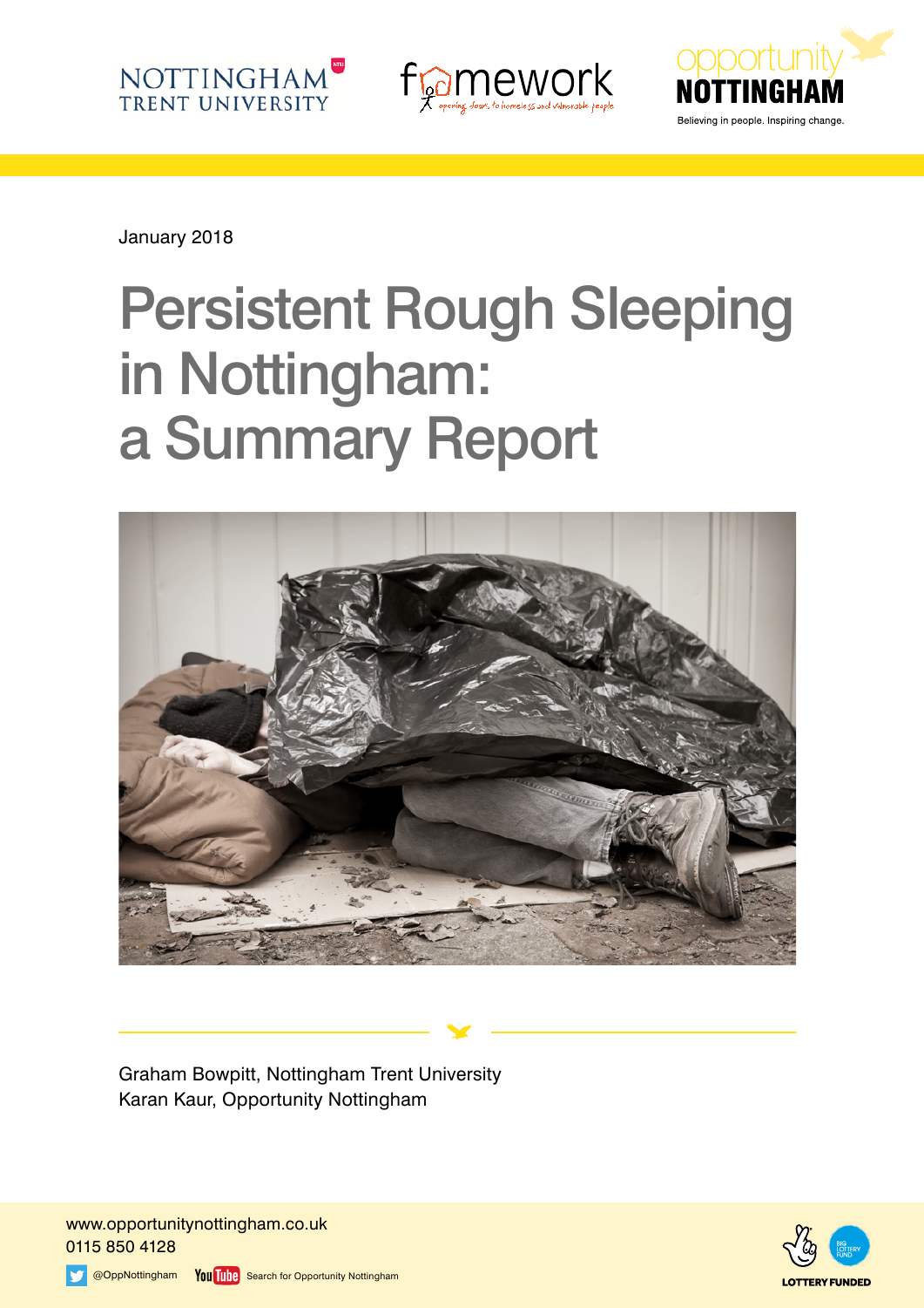NOTTINGHAM TRENT UNIVERSITY

framework opening doors to homeless and vulnerable people

opportunity NOTTINGHAM

Believing in people. Inspiring change.

January 2018

# Persistent Rough Sleeping in Nottingham: a Summary Report

Graham Bowpitt, Nottingham Trent University
Karan Kaur, Opportunity Nottingham

www.opportunitynottingham.co.uk
0115 850 4128

@OppNottingham

Search for Opportunity Nottingham

LOTTERY FUNDED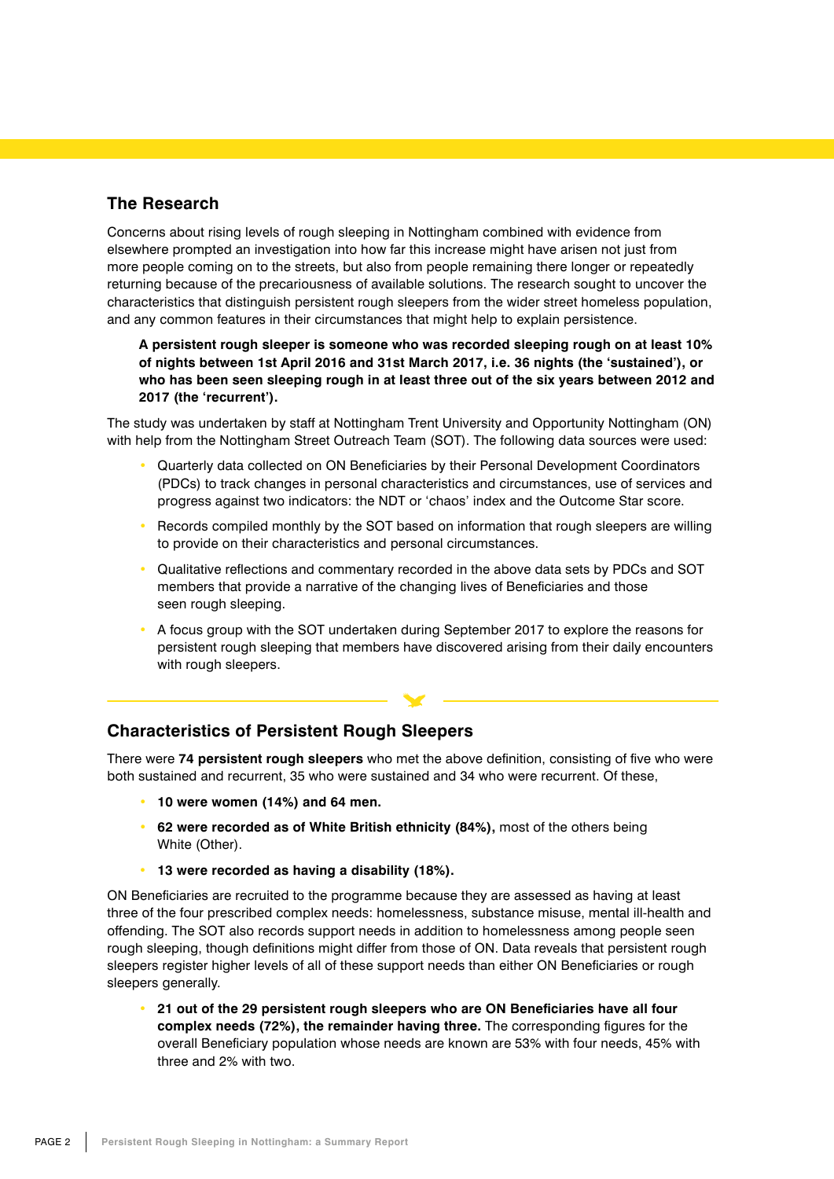## The Research

Concerns about rising levels of rough sleeping in Nottingham combined with evidence from elsewhere prompted an investigation into how far this increase might have arisen not just from more people coming on to the streets, but also from people remaining there longer or repeatedly returning because of the precariousness of available solutions. The research sought to uncover the characteristics that distinguish persistent rough sleepers from the wider street homeless population, and any common features in their circumstances that might help to explain persistence.

> **A persistent rough sleeper is someone who was recorded sleeping rough on at least 10% of nights between 1st April 2016 and 31st March 2017, i.e. 36 nights (the 'sustained'), or who has been seen sleeping rough in at least three out of the six years between 2012 and 2017 (the 'recurrent').**

The study was undertaken by staff at Nottingham Trent University and Opportunity Nottingham (ON) with help from the Nottingham Street Outreach Team (SOT). The following data sources were used:

- Quarterly data collected on ON Beneficiaries by their Personal Development Coordinators (PDCs) to track changes in personal characteristics and circumstances, use of services and progress against two indicators: the NDT or 'chaos' index and the Outcome Star score.
- Records compiled monthly by the SOT based on information that rough sleepers are willing to provide on their characteristics and personal circumstances.
- Qualitative reflections and commentary recorded in the above data sets by PDCs and SOT members that provide a narrative of the changing lives of Beneficiaries and those seen rough sleeping.
- A focus group with the SOT undertaken during September 2017 to explore the reasons for persistent rough sleeping that members have discovered arising from their daily encounters with rough sleepers.

## Characteristics of Persistent Rough Sleepers

There were **74 persistent rough sleepers** who met the above definition, consisting of five who were both sustained and recurrent, 35 who were sustained and 34 who were recurrent. Of these,

- **10 were women (14%) and 64 men.**
- **62 were recorded as of White British ethnicity (84%),** most of the others being White (Other).
- **13 were recorded as having a disability (18%).**

ON Beneficiaries are recruited to the programme because they are assessed as having at least three of the four prescribed complex needs: homelessness, substance misuse, mental ill-health and offending. The SOT also records support needs in addition to homelessness among people seen rough sleeping, though definitions might differ from those of ON. Data reveals that persistent rough sleepers register higher levels of all of these support needs than either ON Beneficiaries or rough sleepers generally.

- **21 out of the 29 persistent rough sleepers who are ON Beneficiaries have all four complex needs (72%), the remainder having three.** The corresponding figures for the overall Beneficiary population whose needs are known are 53% with four needs, 45% with three and 2% with two.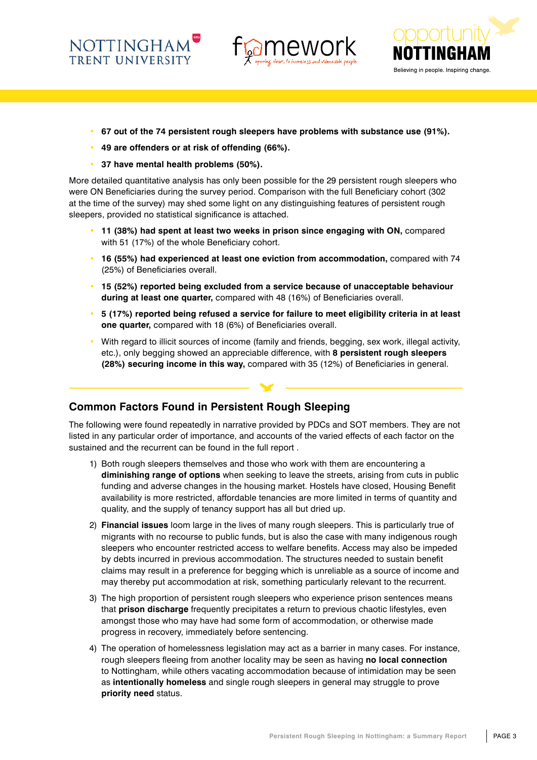- **67 out of the 74 persistent rough sleepers have problems with substance use (91%).**
- **49 are offenders or at risk of offending (66%).**
- **37 have mental health problems (50%).**

More detailed quantitative analysis has only been possible for the 29 persistent rough sleepers who were ON Beneficiaries during the survey period. Comparison with the full Beneficiary cohort (302 at the time of the survey) may shed some light on any distinguishing features of persistent rough sleepers, provided no statistical significance is attached.

- **11 (38%) had spent at least two weeks in prison since engaging with ON,** compared with 51 (17%) of the whole Beneficiary cohort.
- **16 (55%) had experienced at least one eviction from accommodation,** compared with 74 (25%) of Beneficiaries overall.
- **15 (52%) reported being excluded from a service because of unacceptable behaviour during at least one quarter,** compared with 48 (16%) of Beneficiaries overall.
- **5 (17%) reported being refused a service for failure to meet eligibility criteria in at least one quarter,** compared with 18 (6%) of Beneficiaries overall.
- With regard to illicit sources of income (family and friends, begging, sex work, illegal activity, etc.), only begging showed an appreciable difference, with **8 persistent rough sleepers (28%) securing income in this way,** compared with 35 (12%) of Beneficiaries in general.

## Common Factors Found in Persistent Rough Sleeping

The following were found repeatedly in narrative provided by PDCs and SOT members. They are not listed in any particular order of importance, and accounts of the varied effects of each factor on the sustained and the recurrent can be found in the full report .

1) Both rough sleepers themselves and those who work with them are encountering a **diminishing range of options** when seeking to leave the streets, arising from cuts in public funding and adverse changes in the housing market. Hostels have closed, Housing Benefit availability is more restricted, affordable tenancies are more limited in terms of quantity and quality, and the supply of tenancy support has all but dried up.
2) **Financial issues** loom large in the lives of many rough sleepers. This is particularly true of migrants with no recourse to public funds, but is also the case with many indigenous rough sleepers who encounter restricted access to welfare benefits. Access may also be impeded by debts incurred in previous accommodation. The structures needed to sustain benefit claims may result in a preference for begging which is unreliable as a source of income and may thereby put accommodation at risk, something particularly relevant to the recurrent.
3) The high proportion of persistent rough sleepers who experience prison sentences means that **prison discharge** frequently precipitates a return to previous chaotic lifestyles, even amongst those who may have had some form of accommodation, or otherwise made progress in recovery, immediately before sentencing.
4) The operation of homelessness legislation may act as a barrier in many cases. For instance, rough sleepers fleeing from another locality may be seen as having **no local connection** to Nottingham, while others vacating accommodation because of intimidation may be seen as **intentionally homeless** and single rough sleepers in general may struggle to prove **priority need** status.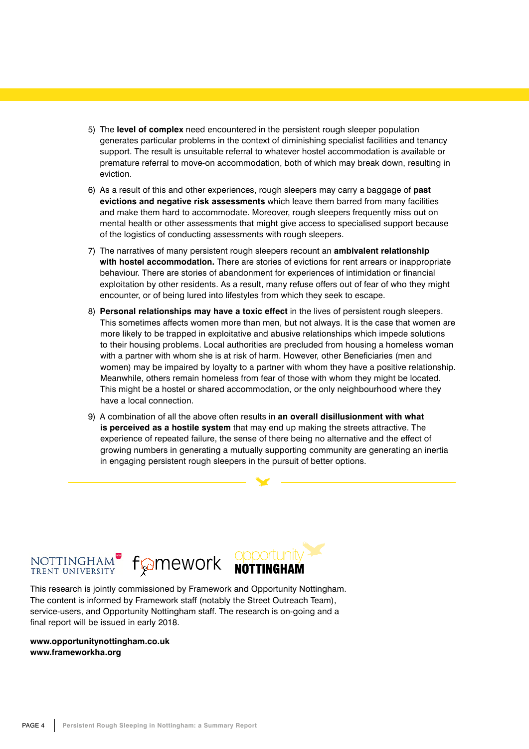5) The **level of complex** need encountered in the persistent rough sleeper population generates particular problems in the context of diminishing specialist facilities and tenancy support. The result is unsuitable referral to whatever hostel accommodation is available or premature referral to move-on accommodation, both of which may break down, resulting in eviction.

6) As a result of this and other experiences, rough sleepers may carry a baggage of **past evictions and negative risk assessments** which leave them barred from many facilities and make them hard to accommodate. Moreover, rough sleepers frequently miss out on mental health or other assessments that might give access to specialised support because of the logistics of conducting assessments with rough sleepers.

7) The narratives of many persistent rough sleepers recount an **ambivalent relationship with hostel accommodation.** There are stories of evictions for rent arrears or inappropriate behaviour. There are stories of abandonment for experiences of intimidation or financial exploitation by other residents. As a result, many refuse offers out of fear of who they might encounter, or of being lured into lifestyles from which they seek to escape.

8) **Personal relationships may have a toxic effect** in the lives of persistent rough sleepers. This sometimes affects women more than men, but not always. It is the case that women are more likely to be trapped in exploitative and abusive relationships which impede solutions to their housing problems. Local authorities are precluded from housing a homeless woman with a partner with whom she is at risk of harm. However, other Beneficiaries (men and women) may be impaired by loyalty to a partner with whom they have a positive relationship. Meanwhile, others remain homeless from fear of those with whom they might be located. This might be a hostel or shared accommodation, or the only neighbourhood where they have a local connection.

9) A combination of all the above often results in **an overall disillusionment with what is perceived as a hostile system** that may end up making the streets attractive. The experience of repeated failure, the sense of there being no alternative and the effect of growing numbers in generating a mutually supporting community are generating an inertia in engaging persistent rough sleepers in the pursuit of better options.

NOTTINGHAM TRENT UNIVERSITY framework opportunity NOTTINGHAM

This research is jointly commissioned by Framework and Opportunity Nottingham. The content is informed by Framework staff (notably the Street Outreach Team), service-users, and Opportunity Nottingham staff. The research is on-going and a final report will be issued in early 2018.

**www.opportunitynottingham.co.uk**
**www.frameworkha.org**